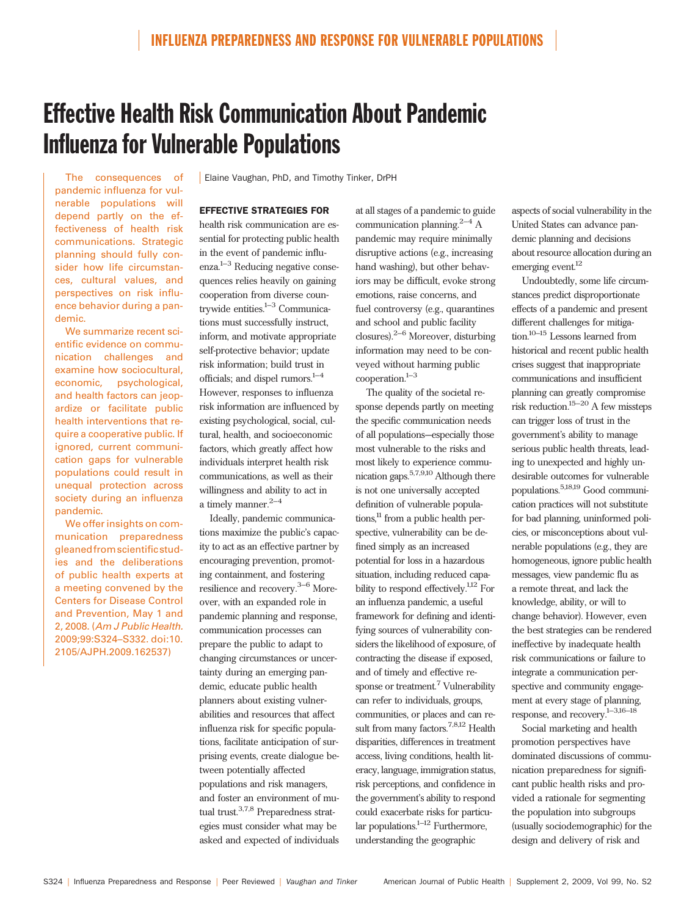# Effective Health Risk Communication About Pandemic Influenza for Vulnerable Populations

Elaine Vaughan, PhD, and Timothy Tinker, DrPH

The consequences of pandemic influenza for vulnerable populations will depend partly on the effectiveness of health risk communications. Strategic planning should fully consider how life circumstances, cultural values, and perspectives on risk influence behavior during a pandemic.

We summarize recent scientific evidence on communication challenges and examine how sociocultural, economic, psychological, and health factors can jeopardize or facilitate public health interventions that require a cooperative public. If ignored, current communication gaps for vulnerable populations could result in unequal protection across society during an influenza pandemic.

We offer insights on communication preparedness gleaned from scientific studies and the deliberations of public health experts at a meeting convened by the Centers for Disease Control and Prevention, May 1 and 2, 2008. (*Am J Public Health.* 2009;99:S324–S332. doi:10.2105/AJPH.2009.162537)

**EFFECTIVE STRATEGIES FOR** health risk communication are essential for protecting public health in the event of pandemic influenza.[1–3] Reducing negative consequences relies heavily on gaining cooperation from diverse countrywide entities.[1–3] Communications must successfully instruct, inform, and motivate appropriate self-protective behavior; update risk information; build trust in officials; and dispel rumors.[1–4] However, responses to influenza risk information are influenced by existing psychological, social, cultural, health, and socioeconomic factors, which greatly affect how individuals interpret health risk communications, as well as their willingness and ability to act in a timely manner.[2–4]

Ideally, pandemic communications maximize the public's capacity to act as an effective partner by encouraging prevention, promoting containment, and fostering resilience and recovery.[3–6] Moreover, with an expanded role in pandemic planning and response, communication processes can prepare the public to adapt to changing circumstances or uncertainty during an emerging pandemic, educate public health planners about existing vulnerabilities and resources that affect influenza risk for specific populations, facilitate anticipation of surprising events, create dialogue between potentially affected populations and risk managers, and foster an environment of mutual trust.[3,7,8] Preparedness strategies must consider what may be asked and expected of individuals at all stages of a pandemic to guide communication planning.[2–4] A pandemic may require minimally disruptive actions (e.g., increasing hand washing), but other behaviors may be difficult, evoke strong emotions, raise concerns, and fuel controversy (e.g., quarantines and school and public facility closures).[2–6] Moreover, disturbing information may need to be conveyed without harming public cooperation.[1–3]

The quality of the societal response depends partly on meeting the specific communication needs of all populations—especially those most vulnerable to the risks and most likely to experience communication gaps.[5,7,9,10] Although there is not one universally accepted definition of vulnerable populations,[11] from a public health perspective, vulnerability can be defined simply as an increased potential for loss in a hazardous situation, including reduced capability to respond effectively.[1,12] For an influenza pandemic, a useful framework for defining and identifying sources of vulnerability considers the likelihood of exposure, of contracting the disease if exposed, and of timely and effective response or treatment.[7] Vulnerability can refer to individuals, groups, communities, or places and can result from many factors.[7,8,12] Health disparities, differences in treatment access, living conditions, health literacy, language, immigration status, risk perceptions, and confidence in the government's ability to respond could exacerbate risks for particular populations.[1–12] Furthermore, understanding the geographic aspects of social vulnerability in the United States can advance pandemic planning and decisions about resource allocation during an emerging event.[12]

Undoubtedly, some life circumstances predict disproportionate effects of a pandemic and present different challenges for mitigation.[10–15] Lessons learned from historical and recent public health crises suggest that inappropriate communications and insufficient planning can greatly compromise risk reduction.[15–20] A few missteps can trigger loss of trust in the government's ability to manage serious public health threats, leading to unexpected and highly undesirable outcomes for vulnerable populations.[5,18,19] Good communication practices will not substitute for bad planning, uninformed policies, or misconceptions about vulnerable populations (e.g., they are homogeneous, ignore public health messages, view pandemic flu as a remote threat, and lack the knowledge, ability, or will to change behavior). However, even the best strategies can be rendered ineffective by inadequate health risk communications or failure to integrate a communication perspective and community engagement at every stage of planning, response, and recovery.[1–3,16–18]

Social marketing and health promotion perspectives have dominated discussions of communication preparedness for significant public health risks and provided a rationale for segmenting the population into subgroups (usually sociodemographic) for the design and delivery of risk and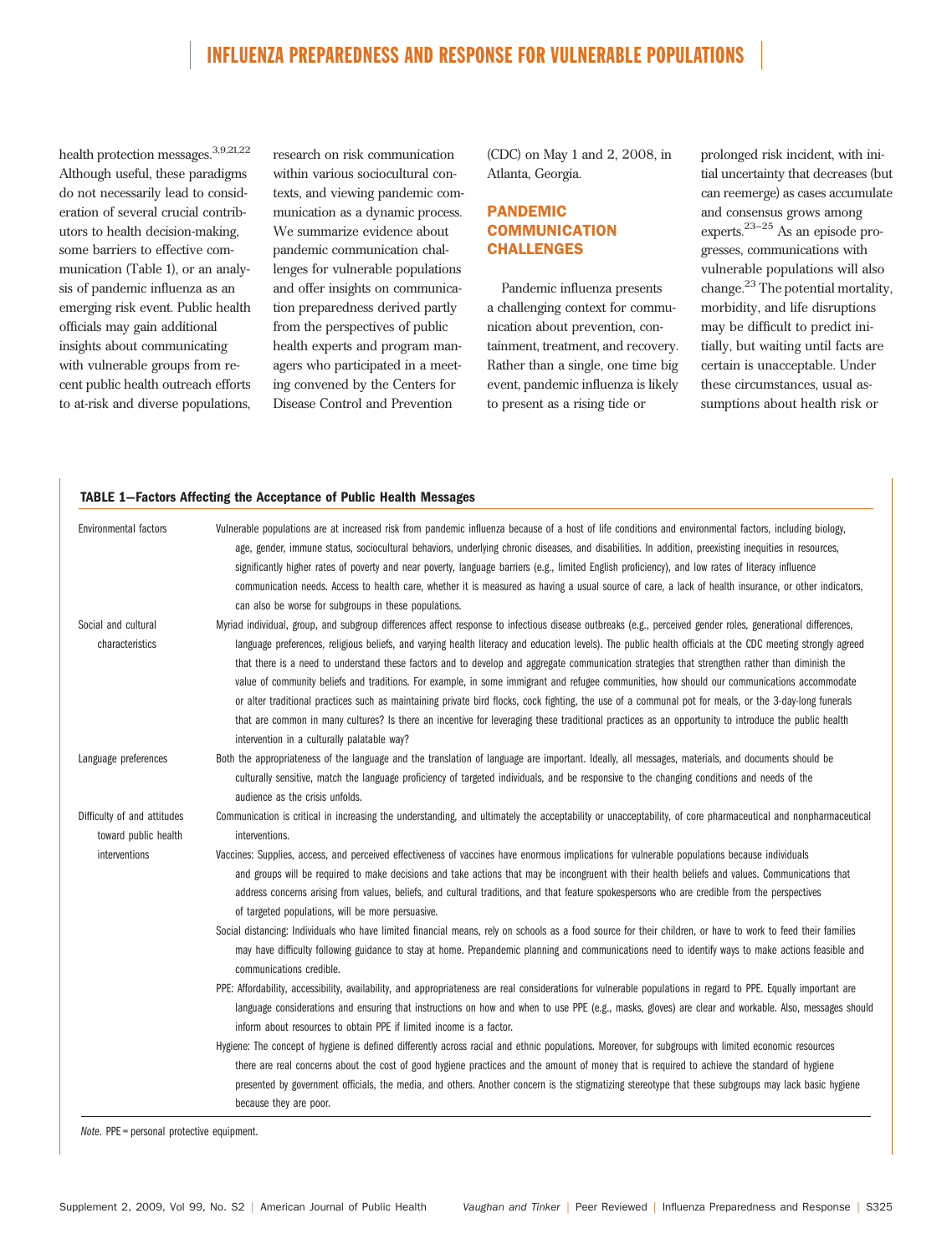health protection messages.[3,9,21,22] Although useful, these paradigms do not necessarily lead to consideration of several crucial contributors to health decision-making, some barriers to effective communication (Table 1), or an analysis of pandemic influenza as an emerging risk event. Public health officials may gain additional insights about communicating with vulnerable groups from recent public health outreach efforts to at-risk and diverse populations, research on risk communication within various sociocultural contexts, and viewing pandemic communication as a dynamic process. We summarize evidence about pandemic communication challenges for vulnerable populations and offer insights on communication preparedness derived partly from the perspectives of public health experts and program managers who participated in a meeting convened by the Centers for Disease Control and Prevention (CDC) on May 1 and 2, 2008, in Atlanta, Georgia.

## PANDEMIC COMMUNICATION CHALLENGES

Pandemic influenza presents a challenging context for communication about prevention, containment, treatment, and recovery. Rather than a single, one time big event, pandemic influenza is likely to present as a rising tide or prolonged risk incident, with initial uncertainty that decreases (but can reemerge) as cases accumulate and consensus grows among experts.[23–25] As an episode progresses, communications with vulnerable populations will also change.[23] The potential mortality, morbidity, and life disruptions may be difficult to predict initially, but waiting until facts are certain is unacceptable. Under these circumstances, usual assumptions about health risk or

**TABLE 1—Factors Affecting the Acceptance of Public Health Messages**

| | |
|---|---|
| Environmental factors | Vulnerable populations are at increased risk from pandemic influenza because of a host of life conditions and environmental factors, including biology, age, gender, immune status, sociocultural behaviors, underlying chronic diseases, and disabilities. In addition, preexisting inequities in resources, significantly higher rates of poverty and near poverty, language barriers (e.g., limited English proficiency), and low rates of literacy influence communication needs. Access to health care, whether it is measured as having a usual source of care, a lack of health insurance, or other indicators, can also be worse for subgroups in these populations. |
| Social and cultural characteristics | Myriad individual, group, and subgroup differences affect response to infectious disease outbreaks (e.g., perceived gender roles, generational differences, language preferences, religious beliefs, and varying health literacy and education levels). The public health officials at the CDC meeting strongly agreed that there is a need to understand these factors and to develop and aggregate communication strategies that strengthen rather than diminish the value of community beliefs and traditions. For example, in some immigrant and refugee communities, how should our communications accommodate or alter traditional practices such as maintaining private bird flocks, cock fighting, the use of a communal pot for meals, or the 3-day-long funerals that are common in many cultures? Is there an incentive for leveraging these traditional practices as an opportunity to introduce the public health intervention in a culturally palatable way? |
| Language preferences | Both the appropriateness of the language and the translation of language are important. Ideally, all messages, materials, and documents should be culturally sensitive, match the language proficiency of targeted individuals, and be responsive to the changing conditions and needs of the audience as the crisis unfolds. |
| Difficulty of and attitudes toward public health interventions | Communication is critical in increasing the understanding, and ultimately the acceptability or unacceptability, of core pharmaceutical and nonpharmaceutical interventions. |
| | Vaccines: Supplies, access, and perceived effectiveness of vaccines have enormous implications for vulnerable populations because individuals and groups will be required to make decisions and take actions that may be incongruent with their health beliefs and values. Communications that address concerns arising from values, beliefs, and cultural traditions, and that feature spokespersons who are credible from the perspectives of targeted populations, will be more persuasive. |
| | Social distancing: Individuals who have limited financial means, rely on schools as a food source for their children, or have to work to feed their families may have difficulty following guidance to stay at home. Prepandemic planning and communications need to identify ways to make actions feasible and communications credible. |
| | PPE: Affordability, accessibility, availability, and appropriateness are real considerations for vulnerable populations in regard to PPE. Equally important are language considerations and ensuring that instructions on how and when to use PPE (e.g., masks, gloves) are clear and workable. Also, messages should inform about resources to obtain PPE if limited income is a factor. |
| | Hygiene: The concept of hygiene is defined differently across racial and ethnic populations. Moreover, for subgroups with limited economic resources there are real concerns about the cost of good hygiene practices and the amount of money that is required to achieve the standard of hygiene presented by government officials, the media, and others. Another concern is the stigmatizing stereotype that these subgroups may lack basic hygiene because they are poor. |

*Note.* PPE = personal protective equipment.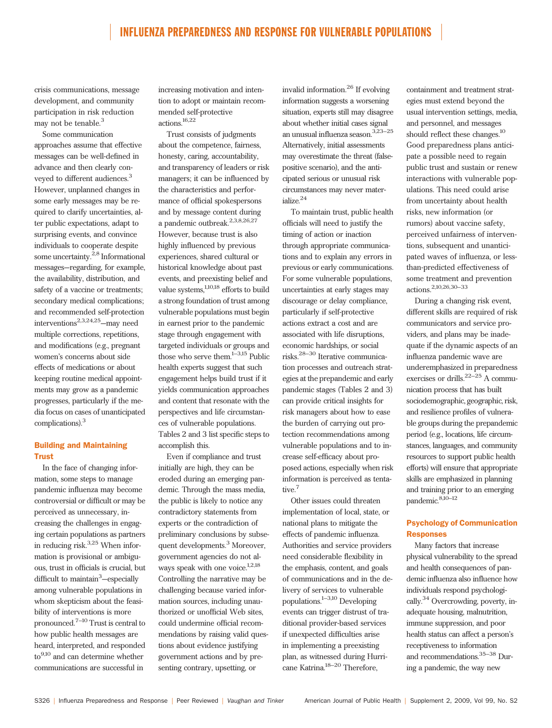crisis communications, message development, and community participation in risk reduction may not be tenable.[3]

Some communication approaches assume that effective messages can be well-defined in advance and then clearly conveyed to different audiences.[3] However, unplanned changes in some early messages may be required to clarify uncertainties, alter public expectations, adapt to surprising events, and convince individuals to cooperate despite some uncertainty.[2,8] Informational messages—regarding, for example, the availability, distribution, and safety of a vaccine or treatments; secondary medical complications; and recommended self-protection interventions[2,3,24,25]—may need multiple corrections, repetitions, and modifications (e.g., pregnant women's concerns about side effects of medications or about keeping routine medical appointments may grow as a pandemic progresses, particularly if the media focus on cases of unanticipated complications).[3]

## Building and Maintaining Trust

In the face of changing information, some steps to manage pandemic influenza may become controversial or difficult or may be perceived as unnecessary, increasing the challenges in engaging certain populations as partners in reducing risk.[3,25] When information is provisional or ambiguous, trust in officials is crucial, but difficult to maintain[3]—especially among vulnerable populations in whom skepticism about the feasibility of interventions is more pronounced.[7–10] Trust is central to how public health messages are heard, interpreted, and responded to[9,10] and can determine whether communications are successful in increasing motivation and intention to adopt or maintain recommended self-protective actions.[16,22]

Trust consists of judgments about the competence, fairness, honesty, caring, accountability, and transparency of leaders or risk managers; it can be influenced by the characteristics and performance of official spokespersons and by message content during a pandemic outbreak.[2,3,8,26,27] However, because trust is also highly influenced by previous experiences, shared cultural or historical knowledge about past events, and preexisting belief and value systems,[1,10,18] efforts to build a strong foundation of trust among vulnerable populations must begin in earnest prior to the pandemic stage through engagement with targeted individuals or groups and those who serve them.[1–3,15] Public health experts suggest that such engagement helps build trust if it yields communication approaches and content that resonate with the perspectives and life circumstances of vulnerable populations. Tables 2 and 3 list specific steps to accomplish this.

Even if compliance and trust initially are high, they can be eroded during an emerging pandemic. Through the mass media, the public is likely to notice any contradictory statements from experts or the contradiction of preliminary conclusions by subsequent developments.[3] Moreover, government agencies do not always speak with one voice.[1,2,18] Controlling the narrative may be challenging because varied information sources, including unauthorized or unofficial Web sites, could undermine official recommendations by raising valid questions about evidence justifying government actions and by presenting contrary, upsetting, or invalid information.[26] If evolving information suggests a worsening situation, experts still may disagree about whether initial cases signal an unusual influenza season.[3,23–25] Alternatively, initial assessments may overestimate the threat (false-positive scenario), and the anticipated serious or unusual risk circumstances may never materialize.[24]

To maintain trust, public health officials will need to justify the timing of action or inaction through appropriate communications and to explain any errors in previous or early communications. For some vulnerable populations, uncertainties at early stages may discourage or delay compliance, particularly if self-protective actions extract a cost and are associated with life disruptions, economic hardships, or social risks.[28–30] Iterative communication processes and outreach strategies at the prepandemic and early pandemic stages (Tables 2 and 3) can provide critical insights for risk managers about how to ease the burden of carrying out protection recommendations among vulnerable populations and to increase self-efficacy about proposed actions, especially when risk information is perceived as tentative.[7]

Other issues could threaten implementation of local, state, or national plans to mitigate the effects of pandemic influenza. Authorities and service providers need considerable flexibility in the emphasis, content, and goals of communications and in the delivery of services to vulnerable populations.[1–3,10] Developing events can trigger distrust of traditional provider-based services if unexpected difficulties arise in implementing a preexisting plan, as witnessed during Hurricane Katrina.[18–20] Therefore, containment and treatment strategies must extend beyond the usual intervention settings, media, and personnel, and messages should reflect these changes.[10] Good preparedness plans anticipate a possible need to regain public trust and sustain or renew interactions with vulnerable populations. This need could arise from uncertainty about health risks, new information (or rumors) about vaccine safety, perceived unfairness of interventions, subsequent and unanticipated waves of influenza, or less-than-predicted effectiveness of some treatment and prevention actions.[2,10,26,30–33]

During a changing risk event, different skills are required of risk communicators and service providers, and plans may be inadequate if the dynamic aspects of an influenza pandemic wave are underemphasized in preparedness exercises or drills.[22–25] A communication process that has built sociodemographic, geographic, risk, and resilience profiles of vulnerable groups during the prepandemic period (e.g., locations, life circumstances, languages, and community resources to support public health efforts) will ensure that appropriate skills are emphasized in planning and training prior to an emerging pandemic.[8,10–12]

## Psychology of Communication Responses

Many factors that increase physical vulnerability to the spread and health consequences of pandemic influenza also influence how individuals respond psychologically.[34] Overcrowding, poverty, inadequate housing, malnutrition, immune suppression, and poor health status can affect a person's receptiveness to information and recommendations.[35–38] During a pandemic, the way new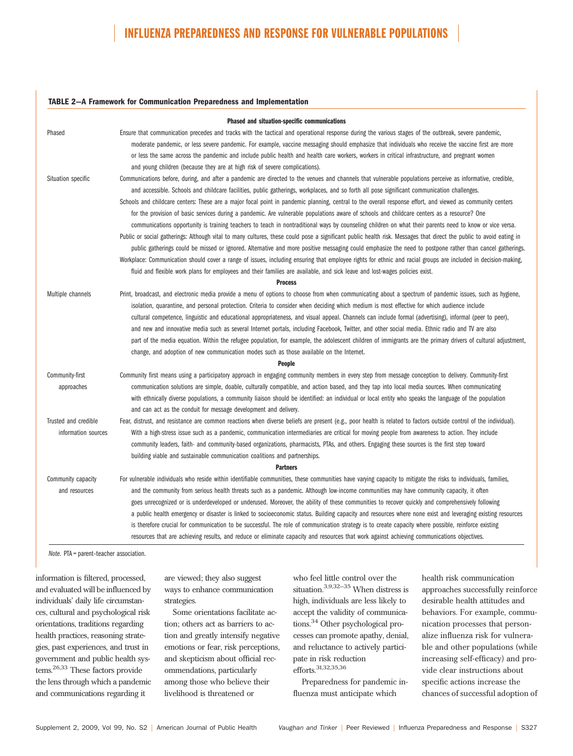**TABLE 2—A Framework for Communication Preparedness and Implementation**

| | |
|---|---|
| | **Phased and situation-specific communications** |
| Phased | Ensure that communication precedes and tracks with the tactical and operational response during the various stages of the outbreak, severe pandemic, moderate pandemic, or less severe pandemic. For example, vaccine messaging should emphasize that individuals who receive the vaccine first are more or less the same across the pandemic and include public health and health care workers, workers in critical infrastructure, and pregnant women and young children (because they are at high risk of severe complications). |
| Situation specific | Communications before, during, and after a pandemic are directed to the venues and channels that vulnerable populations perceive as informative, credible, and accessible. Schools and childcare facilities, public gatherings, workplaces, and so forth all pose significant communication challenges. |
| | Schools and childcare centers: These are a major focal point in pandemic planning, central to the overall response effort, and viewed as community centers for the provision of basic services during a pandemic. Are vulnerable populations aware of schools and childcare centers as a resource? One communications opportunity is training teachers to teach in nontraditional ways by counseling children on what their parents need to know or vice versa. |
| | Public or social gatherings: Although vital to many cultures, these could pose a significant public health risk. Messages that direct the public to avoid eating in public gatherings could be missed or ignored. Alternative and more positive messaging could emphasize the need to postpone rather than cancel gatherings. |
| | Workplace: Communication should cover a range of issues, including ensuring that employee rights for ethnic and racial groups are included in decision-making, fluid and flexible work plans for employees and their families are available, and sick leave and lost-wages policies exist. |
| | **Process** |
| Multiple channels | Print, broadcast, and electronic media provide a menu of options to choose from when communicating about a spectrum of pandemic issues, such as hygiene, isolation, quarantine, and personal protection. Criteria to consider when deciding which medium is most effective for which audience include cultural competence, linguistic and educational appropriateness, and visual appeal. Channels can include formal (advertising), informal (peer to peer), and new and innovative media such as several Internet portals, including Facebook, Twitter, and other social media. Ethnic radio and TV are also part of the media equation. Within the refugee population, for example, the adolescent children of immigrants are the primary drivers of cultural adjustment, change, and adoption of new communication modes such as those available on the Internet. |
| | **People** |
| Community-first approaches | Community first means using a participatory approach in engaging community members in every step from message conception to delivery. Community-first communication solutions are simple, doable, culturally compatible, and action based, and they tap into local media sources. When communicating with ethnically diverse populations, a community liaison should be identified: an individual or local entity who speaks the language of the population and can act as the conduit for message development and delivery. |
| Trusted and credible information sources | Fear, distrust, and resistance are common reactions when diverse beliefs are present (e.g., poor health is related to factors outside control of the individual). With a high-stress issue such as a pandemic, communication intermediaries are critical for moving people from awareness to action. They include community leaders, faith- and community-based organizations, pharmacists, PTAs, and others. Engaging these sources is the first step toward building viable and sustainable communication coalitions and partnerships. |
| | **Partners** |
| Community capacity and resources | For vulnerable individuals who reside within identifiable communities, these communities have varying capacity to mitigate the risks to individuals, families, and the community from serious health threats such as a pandemic. Although low-income communities may have community capacity, it often goes unrecognized or is underdeveloped or underused. Moreover, the ability of these communities to recover quickly and comprehensively following a public health emergency or disaster is linked to socioeconomic status. Building capacity and resources where none exist and leveraging existing resources is therefore crucial for communication to be successful. The role of communication strategy is to create capacity where possible, reinforce existing resources that are achieving results, and reduce or eliminate capacity and resources that work against achieving communications objectives. |

*Note.* PTA = parent–teacher association.

information is filtered, processed, and evaluated will be influenced by individuals' daily life circumstances, cultural and psychological risk orientations, traditions regarding health practices, reasoning strategies, past experiences, and trust in government and public health systems.[26,33] These factors provide the lens through which a pandemic and communications regarding it are viewed; they also suggest ways to enhance communication strategies.

Some orientations facilitate action; others act as barriers to action and greatly intensify negative emotions or fear, risk perceptions, and skepticism about official recommendations, particularly among those who believe their livelihood is threatened or who feel little control over the situation.[3,9,32–35] When distress is high, individuals are less likely to accept the validity of communications.[34] Other psychological processes can promote apathy, denial, and reluctance to actively participate in risk reduction efforts.[31,32,35,36]

Preparedness for pandemic influenza must anticipate which health risk communication approaches successfully reinforce desirable health attitudes and behaviors. For example, communication processes that personalize influenza risk for vulnerable and other populations (while increasing self-efficacy) and provide clear instructions about specific actions increase the chances of successful adoption of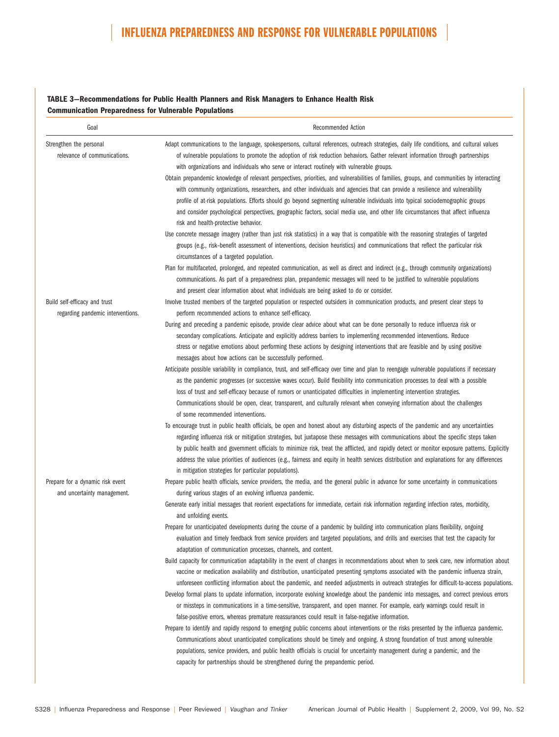**TABLE 3—Recommendations for Public Health Planners and Risk Managers to Enhance Health Risk Communication Preparedness for Vulnerable Populations**

| Goal | Recommended Action |
|---|---|
| Strengthen the personal relevance of communications. | Adapt communications to the language, spokespersons, cultural references, outreach strategies, daily life conditions, and cultural values of vulnerable populations to promote the adoption of risk reduction behaviors. Gather relevant information through partnerships with organizations and individuals who serve or interact routinely with vulnerable groups. |
| | Obtain prepandemic knowledge of relevant perspectives, priorities, and vulnerabilities of families, groups, and communities by interacting with community organizations, researchers, and other individuals and agencies that can provide a resilience and vulnerability profile of at-risk populations. Efforts should go beyond segmenting vulnerable individuals into typical sociodemographic groups and consider psychological perspectives, geographic factors, social media use, and other life circumstances that affect influenza risk and health-protective behavior. |
| | Use concrete message imagery (rather than just risk statistics) in a way that is compatible with the reasoning strategies of targeted groups (e.g., risk–benefit assessment of interventions, decision heuristics) and communications that reflect the particular risk circumstances of a targeted population. |
| | Plan for multifaceted, prolonged, and repeated communication, as well as direct and indirect (e.g., through community organizations) communications. As part of a preparedness plan, prepandemic messages will need to be justified to vulnerable populations and present clear information about what individuals are being asked to do or consider. |
| Build self-efficacy and trust regarding pandemic interventions. | Involve trusted members of the targeted population or respected outsiders in communication products, and present clear steps to perform recommended actions to enhance self-efficacy. |
| | During and preceding a pandemic episode, provide clear advice about what can be done personally to reduce influenza risk or secondary complications. Anticipate and explicitly address barriers to implementing recommended interventions. Reduce stress or negative emotions about performing these actions by designing interventions that are feasible and by using positive messages about how actions can be successfully performed. |
| | Anticipate possible variability in compliance, trust, and self-efficacy over time and plan to reengage vulnerable populations if necessary as the pandemic progresses (or successive waves occur). Build flexibility into communication processes to deal with a possible loss of trust and self-efficacy because of rumors or unanticipated difficulties in implementing intervention strategies. Communications should be open, clear, transparent, and culturally relevant when conveying information about the challenges of some recommended interventions. |
| | To encourage trust in public health officials, be open and honest about any disturbing aspects of the pandemic and any uncertainties regarding influenza risk or mitigation strategies, but juxtapose these messages with communications about the specific steps taken by public health and government officials to minimize risk, treat the afflicted, and rapidly detect or monitor exposure patterns. Explicitly address the value priorities of audiences (e.g., fairness and equity in health services distribution and explanations for any differences in mitigation strategies for particular populations). |
| Prepare for a dynamic risk event and uncertainty management. | Prepare public health officials, service providers, the media, and the general public in advance for some uncertainty in communications during various stages of an evolving influenza pandemic. |
| | Generate early initial messages that reorient expectations for immediate, certain risk information regarding infection rates, morbidity, and unfolding events. |
| | Prepare for unanticipated developments during the course of a pandemic by building into communication plans flexibility, ongoing evaluation and timely feedback from service providers and targeted populations, and drills and exercises that test the capacity for adaptation of communication processes, channels, and content. |
| | Build capacity for communication adaptability in the event of changes in recommendations about when to seek care, new information about vaccine or medication availability and distribution, unanticipated presenting symptoms associated with the pandemic influenza strain, unforeseen conflicting information about the pandemic, and needed adjustments in outreach strategies for difficult-to-access populations. |
| | Develop formal plans to update information, incorporate evolving knowledge about the pandemic into messages, and correct previous errors or missteps in communications in a time-sensitive, transparent, and open manner. For example, early warnings could result in false-positive errors, whereas premature reassurances could result in false-negative information. |
| | Prepare to identify and rapidly respond to emerging public concerns about interventions or the risks presented by the influenza pandemic. Communications about unanticipated complications should be timely and ongoing. A strong foundation of trust among vulnerable populations, service providers, and public health officials is crucial for uncertainty management during a pandemic, and the capacity for partnerships should be strengthened during the prepandemic period. |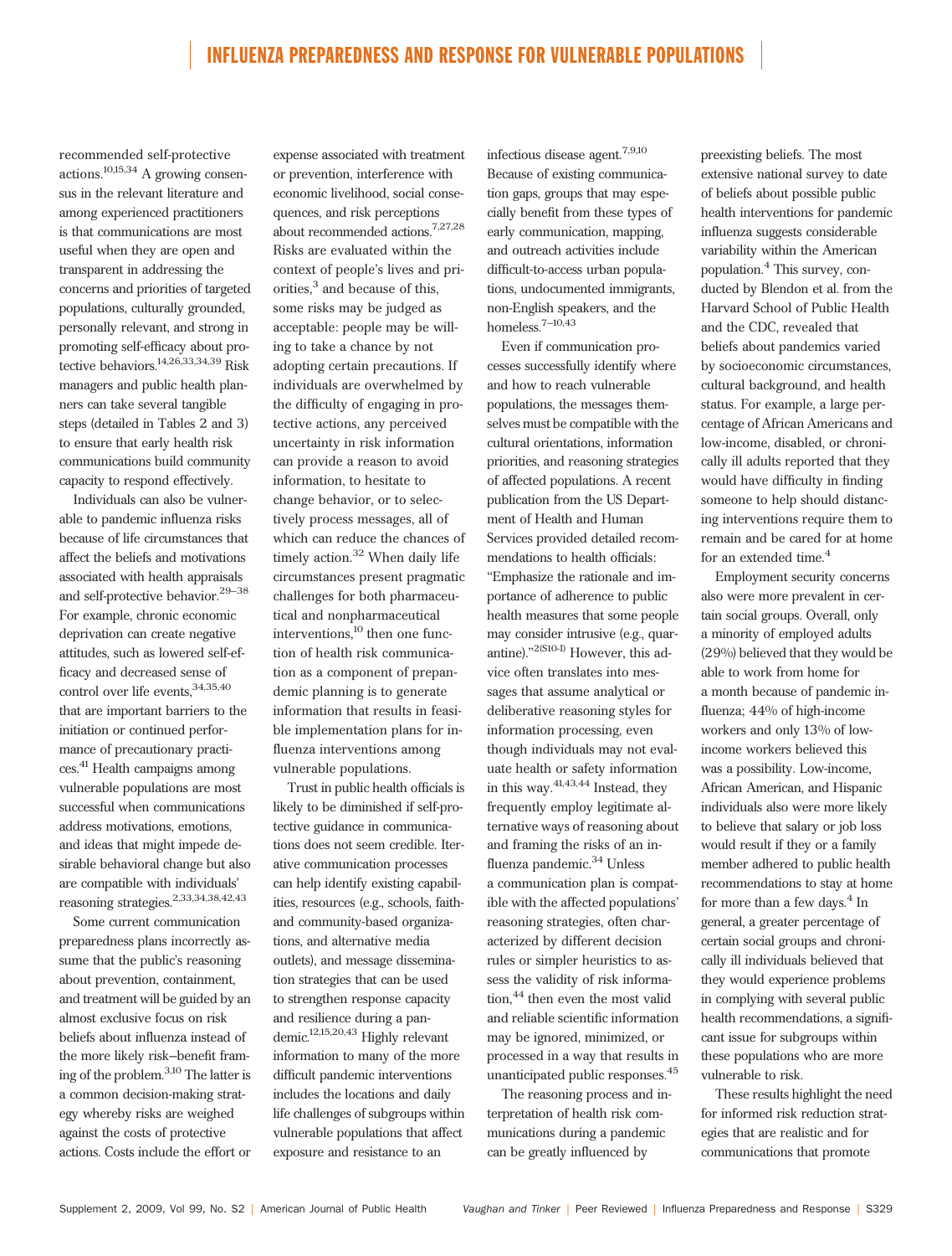recommended self-protective actions.[10,15,34] A growing consensus in the relevant literature and among experienced practitioners is that communications are most useful when they are open and transparent in addressing the concerns and priorities of targeted populations, culturally grounded, personally relevant, and strong in promoting self-efficacy about protective behaviors.[14,26,33,34,39] Risk managers and public health planners can take several tangible steps (detailed in Tables 2 and 3) to ensure that early health risk communications build community capacity to respond effectively.

Individuals can also be vulnerable to pandemic influenza risks because of life circumstances that affect the beliefs and motivations associated with health appraisals and self-protective behavior.[29–38] For example, chronic economic deprivation can create negative attitudes, such as lowered self-efficacy and decreased sense of control over life events,[34,35,40] that are important barriers to the initiation or continued performance of precautionary practices.[41] Health campaigns among vulnerable populations are most successful when communications address motivations, emotions, and ideas that might impede desirable behavioral change but also are compatible with individuals' reasoning strategies.[2,33,34,38,42,43]

Some current communication preparedness plans incorrectly assume that the public's reasoning about prevention, containment, and treatment will be guided by an almost exclusive focus on risk beliefs about influenza instead of the more likely risk–benefit framing of the problem.[3,10] The latter is a common decision-making strategy whereby risks are weighed against the costs of protective actions. Costs include the effort or expense associated with treatment or prevention, interference with economic livelihood, social consequences, and risk perceptions about recommended actions.[7,27,28] Risks are evaluated within the context of people's lives and priorities,[3] and because of this, some risks may be judged as acceptable: people may be willing to take a chance by not adopting certain precautions. If individuals are overwhelmed by the difficulty of engaging in protective actions, any perceived uncertainty in risk information can provide a reason to avoid information, to hesitate to change behavior, or to selectively process messages, all of which can reduce the chances of timely action.[32] When daily life circumstances present pragmatic challenges for both pharmaceutical and nonpharmaceutical interventions,[10] then one function of health risk communication as a component of prepandemic planning is to generate information that results in feasible implementation plans for influenza interventions among vulnerable populations.

Trust in public health officials is likely to be diminished if self-protective guidance in communications does not seem credible. Iterative communication processes can help identify existing capabilities, resources (e.g., schools, faith- and community-based organizations, and alternative media outlets), and message dissemination strategies that can be used to strengthen response capacity and resilience during a pandemic.[12,15,20,43] Highly relevant information to many of the more difficult pandemic interventions includes the locations and daily life challenges of subgroups within vulnerable populations that affect exposure and resistance to an infectious disease agent.[7,9,10] Because of existing communication gaps, groups that may especially benefit from these types of early communication, mapping, and outreach activities include difficult-to-access urban populations, undocumented immigrants, non-English speakers, and the homeless.[7–10,43]

Even if communication processes successfully identify where and how to reach vulnerable populations, the messages themselves must be compatible with the cultural orientations, information priorities, and reasoning strategies of affected populations. A recent publication from the US Department of Health and Human Services provided detailed recommendations to health officials: "Emphasize the rationale and importance of adherence to public health measures that some people may consider intrusive (e.g., quarantine)."[2(S10-1)] However, this advice often translates into messages that assume analytical or deliberative reasoning styles for information processing, even though individuals may not evaluate health or safety information in this way.[41,43,44] Instead, they frequently employ legitimate alternative ways of reasoning about and framing the risks of an influenza pandemic.[34] Unless a communication plan is compatible with the affected populations' reasoning strategies, often characterized by different decision rules or simpler heuristics to assess the validity of risk information,[44] then even the most valid and reliable scientific information may be ignored, minimized, or processed in a way that results in unanticipated public responses.[45]

The reasoning process and interpretation of health risk communications during a pandemic can be greatly influenced by preexisting beliefs. The most extensive national survey to date of beliefs about possible public health interventions for pandemic influenza suggests considerable variability within the American population.[4] This survey, conducted by Blendon et al. from the Harvard School of Public Health and the CDC, revealed that beliefs about pandemics varied by socioeconomic circumstances, cultural background, and health status. For example, a large percentage of African Americans and low-income, disabled, or chronically ill adults reported that they would have difficulty in finding someone to help should distancing interventions require them to remain and be cared for at home for an extended time.[4]

Employment security concerns also were more prevalent in certain social groups. Overall, only a minority of employed adults (29%) believed that they would be able to work from home for a month because of pandemic influenza; 44% of high-income workers and only 13% of low-income workers believed this was a possibility. Low-income, African American, and Hispanic individuals also were more likely to believe that salary or job loss would result if they or a family member adhered to public health recommendations to stay at home for more than a few days.[4] In general, a greater percentage of certain social groups and chronically ill individuals believed that they would experience problems in complying with several public health recommendations, a significant issue for subgroups within these populations who are more vulnerable to risk.

These results highlight the need for informed risk reduction strategies that are realistic and for communications that promote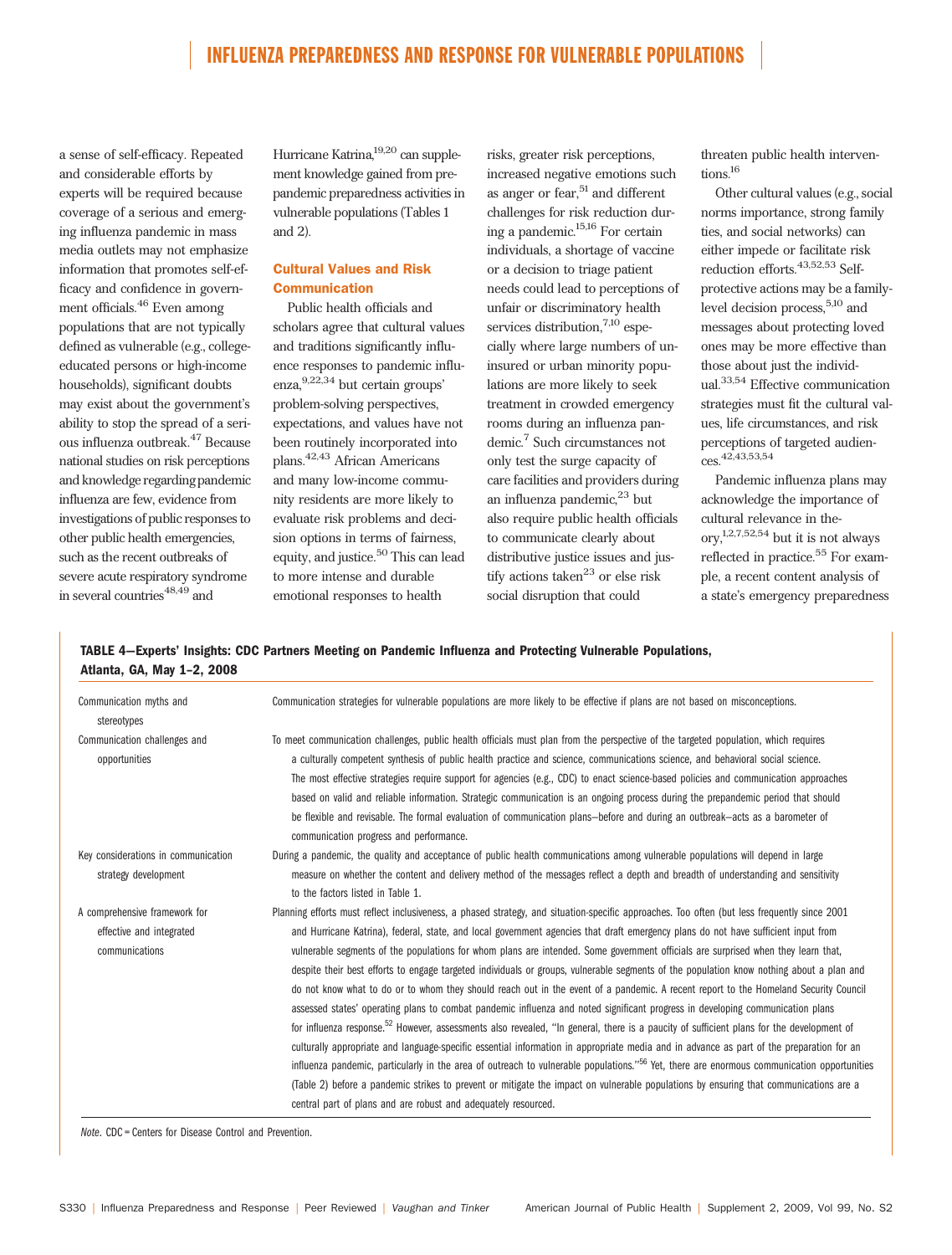a sense of self-efficacy. Repeated and considerable efforts by experts will be required because coverage of a serious and emerging influenza pandemic in mass media outlets may not emphasize information that promotes self-efficacy and confidence in government officials.[46] Even among populations that are not typically defined as vulnerable (e.g., college-educated persons or high-income households), significant doubts may exist about the government's ability to stop the spread of a serious influenza outbreak.[47] Because national studies on risk perceptions and knowledge regarding pandemic influenza are few, evidence from investigations of public responses to other public health emergencies, such as the recent outbreaks of severe acute respiratory syndrome in several countries[48,49] and Hurricane Katrina,[19,20] can supplement knowledge gained from prepandemic preparedness activities in vulnerable populations (Tables 1 and 2).

### Cultural Values and Risk Communication

Public health officials and scholars agree that cultural values and traditions significantly influence responses to pandemic influenza,[9,22,34] but certain groups' problem-solving perspectives, expectations, and values have not been routinely incorporated into plans.[42,43] African Americans and many low-income community residents are more likely to evaluate risk problems and decision options in terms of fairness, equity, and justice.[50] This can lead to more intense and durable emotional responses to health risks, greater risk perceptions, increased negative emotions such as anger or fear,[51] and different challenges for risk reduction during a pandemic.[15,16] For certain individuals, a shortage of vaccine or a decision to triage patient needs could lead to perceptions of unfair or discriminatory health services distribution,[7,10] especially where large numbers of uninsured or urban minority populations are more likely to seek treatment in crowded emergency rooms during an influenza pandemic.[7] Such circumstances not only test the surge capacity of care facilities and providers during an influenza pandemic,[23] but also require public health officials to communicate clearly about distributive justice issues and justify actions taken[23] or else risk social disruption that could threaten public health interventions.[16]

Other cultural values (e.g., social norms importance, strong family ties, and social networks) can either impede or facilitate risk reduction efforts.[43,52,53] Self-protective actions may be a family-level decision process,[5,10] and messages about protecting loved ones may be more effective than those about just the individual.[33,54] Effective communication strategies must fit the cultural values, life circumstances, and risk perceptions of targeted audiences.[42,43,53,54]

Pandemic influenza plans may acknowledge the importance of cultural relevance in theory,[1,2,7,52,54] but it is not always reflected in practice.[55] For example, a recent content analysis of a state's emergency preparedness

**TABLE 4—Experts' Insights: CDC Partners Meeting on Pandemic Influenza and Protecting Vulnerable Populations, Atlanta, GA, May 1–2, 2008**

| | |
|---|---|
| Communication myths and stereotypes | Communication strategies for vulnerable populations are more likely to be effective if plans are not based on misconceptions. |
| Communication challenges and opportunities | To meet communication challenges, public health officials must plan from the perspective of the targeted population, which requires a culturally competent synthesis of public health practice and science, communications science, and behavioral social science. The most effective strategies require support for agencies (e.g., CDC) to enact science-based policies and communication approaches based on valid and reliable information. Strategic communication is an ongoing process during the prepandemic period that should be flexible and revisable. The formal evaluation of communication plans—before and during an outbreak—acts as a barometer of communication progress and performance. |
| Key considerations in communication strategy development | During a pandemic, the quality and acceptance of public health communications among vulnerable populations will depend in large measure on whether the content and delivery method of the messages reflect a depth and breadth of cultural understanding and sensitivity to the factors listed in Table 1. |
| A comprehensive framework for effective and integrated communications | Planning efforts must reflect inclusiveness, a phased strategy, and situation-specific approaches. Too often (but less frequently since 2001 and Hurricane Katrina), federal, state, and local government agencies that draft emergency plans do not have sufficient input from vulnerable segments of the populations for whom plans are intended. Some government officials are surprised when they learn that, despite their best efforts to engage targeted individuals or groups, vulnerable segments of the population know nothing about a plan and do not know what to do or to whom they should reach out in the event of a pandemic. A recent report to the Homeland Security Council assessed states' operating plans to combat pandemic influenza and noted significant progress in developing communication plans for influenza response.[52] However, assessments also revealed, "In general, there is a paucity of sufficient plans for the development of culturally appropriate and language-specific essential information in appropriate media and in advance as part of the preparation for an influenza pandemic, particularly in the area of outreach to vulnerable populations."[56] Yet, there are enormous communication opportunities (Table 2) before a pandemic strikes to prevent or mitigate the impact on vulnerable populations by ensuring that communications are a central part of plans and are robust and adequately resourced. |

*Note.* CDC = Centers for Disease Control and Prevention.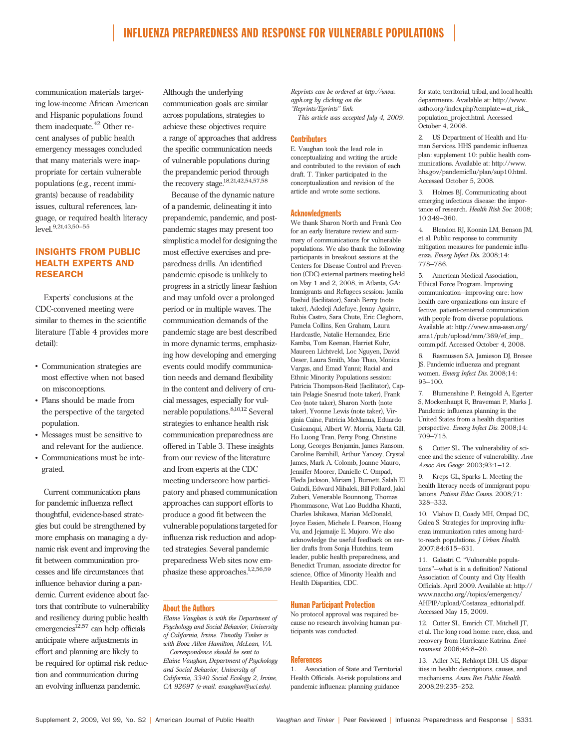communication materials targeting low-income African American and Hispanic populations found them inadequate.[42] Other recent analyses of public health emergency messages concluded that many materials were inappropriate for certain vulnerable populations (e.g., recent immigrants) because of readability issues, cultural references, language, or required health literacy level.[9,21,43,50–55]

## INSIGHTS FROM PUBLIC HEALTH EXPERTS AND RESEARCH

Experts' conclusions at the CDC-convened meeting were similar to themes in the scientific literature (Table 4 provides more detail):

- Communication strategies are most effective when not based on misconceptions.
- Plans should be made from the perspective of the targeted population.
- Messages must be sensitive to and relevant for the audience.
- Communications must be integrated.

Current communication plans for pandemic influenza reflect thoughtful, evidence-based strategies but could be strengthened by more emphasis on managing a dynamic risk event and improving the fit between communication processes and life circumstances that influence behavior during a pandemic. Current evidence about factors that contribute to vulnerability and resiliency during public health emergencies[12,57] can help officials anticipate where adjustments in effort and planning are likely to be required for optimal risk reduction and communication during an evolving influenza pandemic.

Although the underlying communication goals are similar across populations, strategies to achieve these objectives require a range of approaches that address the specific communication needs of vulnerable populations during the prepandemic period through the recovery stage.[18,21,42,54,57,58]

Because of the dynamic nature of a pandemic, delineating it into prepandemic, pandemic, and postpandemic stages may present too simplistic a model for designing the most effective exercises and preparedness drills. An identified pandemic episode is unlikely to progress in a strictly linear fashion and may unfold over a prolonged period or in multiple waves. The communication demands of the pandemic stage are best described in more dynamic terms, emphasizing how developing and emerging events could modify communication needs and demand flexibility in the content and delivery of crucial messages, especially for vulnerable populations.[8,10,12] Several strategies to enhance health risk communication preparedness are offered in Table 3. These insights from our review of the literature and from experts at the CDC meeting underscore how participatory and phased communication approaches can support efforts to produce a good fit between the vulnerable populations targeted for influenza risk reduction and adopted strategies. Several pandemic preparedness Web sites now emphasize these approaches.[1,2,56,59]

### About the Authors

*Elaine Vaughan is with the Department of Psychology and Social Behavior, University of California, Irvine. Timothy Tinker is with Booz Allen Hamilton, McLean, VA.*

*Correspondence should be sent to Elaine Vaughan, Department of Psychology and Social Behavior, University of California, 3340 Social Ecology 2, Irvine, CA 92697 (e-mail: evaughan@uci.edu).*

*Reprints can be ordered at http://www.ajph.org by clicking on the "Reprints/Eprints" link.*

*This article was accepted July 4, 2009.*

### Contributors

E. Vaughan took the lead role in conceptualizing and writing the article and contributed to the revision of each draft. T. Tinker participated in the conceptualization and revision of the article and wrote some sections.

### Acknowledgments

We thank Sharon North and Frank Ceo for an early literature review and summary of communications for vulnerable populations. We also thank the following participants in breakout sessions at the Centers for Disease Control and Prevention (CDC) external partners meeting held on May 1 and 2, 2008, in Atlanta, GA: Immigrants and Refugees session: Jamila Rashid (facilitator), Sarah Berry (note taker), Adedeji Adefuye, Jenny Aguirre, Rubis Castro, Sara Chute, Eric Cleghorn, Pamela Collins, Ken Graham, Laura Hardcastle, Natalie Hernandez, Eric Kamba, Tom Keenan, Harriet Kuhr, Maureen Lichtveld, Loc Nguyen, David Oeser, Laura Smith, Mao Thao, Monica Vargas, and Emad Yanni; Racial and Ethnic Minority Populations session: Patricia Thompson-Reid (facilitator), Captain Pelagie Snesrud (note taker), Frank Ceo (note taker), Sharon North (note taker), Yvonne Lewis (note taker), Virginia Caine, Patricia McManus, Eduardo Cusicanqui, Albert W. Morris, Marta Gill, Ho Luong Tran, Perry Pong, Christine Long, Georges Benjamin, James Ransom, Caroline Barnhill, Arthur Yancey, Crystal James, Mark A. Colomb, Joanne Mauro, Jennifer Moorer, Danielle C. Ompad, Fleda Jackson, Miriam J. Burnett, Salah El Guindi, Edward Mihalek, Bill Pollard, Jalal Zuberi, Venerable Bounnong, Thomas Phommasone, Wat Lao Buddha Khanti, Charles Ishikawa, Marian McDonald, Joyce Essien, Michele L Pearson, Hoang Vu, and Jejamaije E. Mujoro. We also acknowledge the useful feedback on earlier drafts from Sonja Hutchins, team leader, public health preparedness, and Benedict Truman, associate director for science, Office of Minority Health and Health Disparities, CDC.

### Human Participant Protection

No protocol approval was required because no research involving human participants was conducted.

### References

1. Association of State and Territorial Health Officials. At-risk populations and pandemic influenza: planning guidance for state, territorial, tribal, and local health departments. Available at: http://www.astho.org/index.php?template=at_risk_population_project.html. Accessed October 4, 2008.

2. US Department of Health and Human Services. HHS pandemic influenza plan: supplement 10: public health communications. Available at: http://www.hhs.gov/pandemicflu/plan/sup10.html. Accessed October 5, 2008.

3. Holmes BJ. Communicating about emerging infectious disease: the importance of research. *Health Risk Soc.* 2008;10:349–360.

4. Blendon RJ, Koonin LM, Benson JM, et al. Public response to community mitigation measures for pandemic influenza. *Emerg Infect Dis.* 2008;14:778–786.

5. American Medical Association, Ethical Force Program. Improving communication—improving care: how health care organizations can insure effective, patient-centered communication with people from diverse populations. Available at: http://www.ama-assn.org/ama1/pub/upload/mm/369/ef_imp_comm.pdf. Accessed October 4, 2008.

6. Rasmussen SA, Jamieson DJ, Bresee JS. Pandemic influenza and pregnant women. *Emerg Infect Dis.* 2008;14:95–100.

7. Blumenshine P, Reingold A, Egerter S, Mockenhaupt R, Braveman P, Marks J. Pandemic influenza planning in the United States from a health disparities perspective. *Emerg Infect Dis.* 2008;14:709–715.

8. Cutter SL. The vulnerability of science and the science of vulnerability. *Ann Assoc Am Geogr.* 2003;93:1–12.

9. Kreps GL, Sparks L. Meeting the health literacy needs of immigrant populations. *Patient Educ Couns.* 2008;71:328–332.

10. Vlahov D, Coady MH, Ompad DC, Galea S. Strategies for improving influenza immunization rates among hard-to-reach populations. *J Urban Health.* 2007;84:615–631.

11. Galastri C. "Vulnerable populations"—what is in a definition? National Association of County and City Health Officials. April 2009. Available at: http://www.naccho.org//topics/emergency/AHPIP/upload/Costanza_editorial.pdf. Accessed May 15, 2009.

12. Cutter SL, Emrich CT, Mitchell JT, et al. The long road home: race, class, and recovery from Hurricane Katrina. *Environment.* 2006;48:8–20.

13. Adler NE, Rehkopf DH. US disparities in health: descriptions, causes, and mechanisms. *Annu Rev Public Health.* 2008;29:235–252.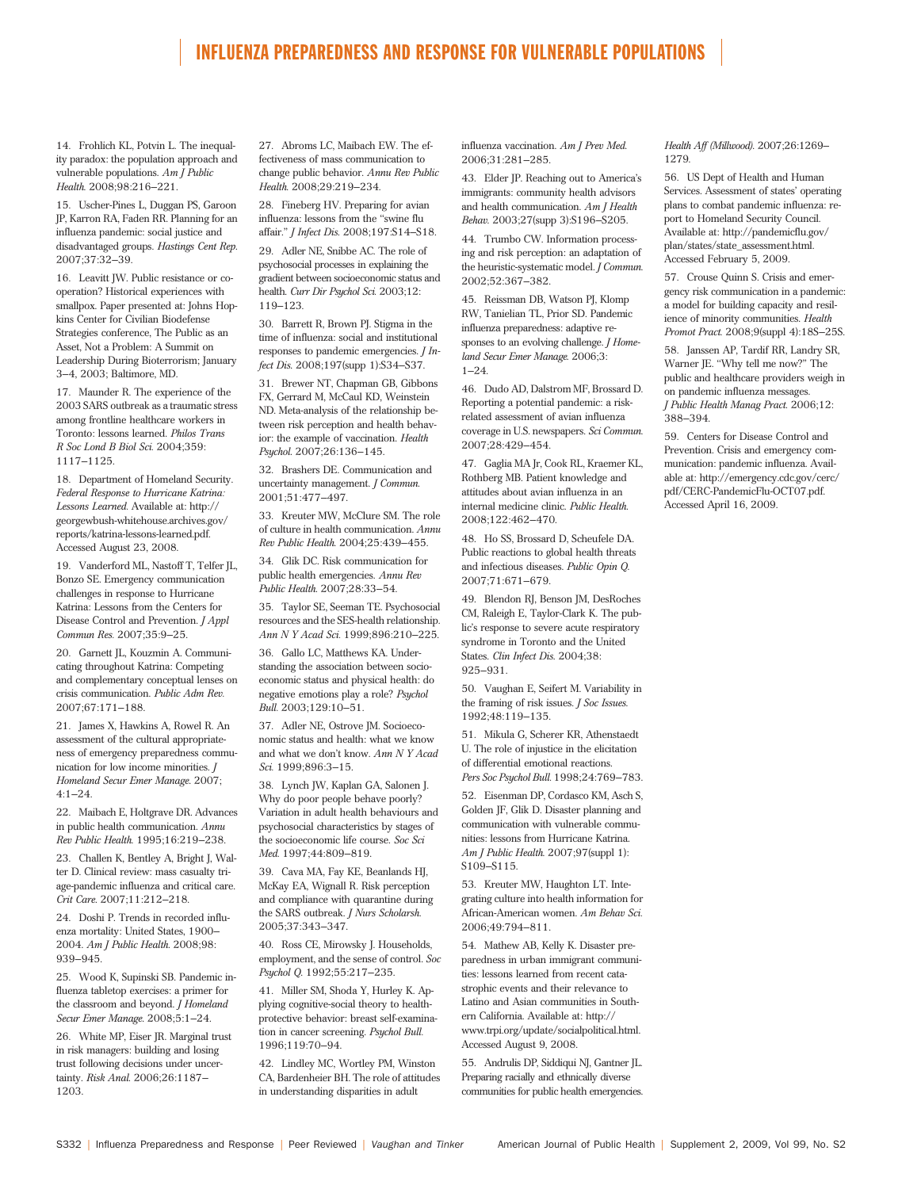14. Frohlich KL, Potvin L. The inequality paradox: the population approach and vulnerable populations. *Am J Public Health.* 2008;98:216–221.

15. Uscher-Pines L, Duggan PS, Garoon JP, Karron RA, Faden RR. Planning for an influenza pandemic: social justice and disadvantaged groups. *Hastings Cent Rep.* 2007;37:32–39.

16. Leavitt JW. Public resistance or cooperation? Historical experiences with smallpox. Paper presented at: Johns Hopkins Center for Civilian Biodefense Strategies conference, The Public as an Asset, Not a Problem: A Summit on Leadership During Bioterrorism; January 3–4, 2003; Baltimore, MD.

17. Maunder R. The experience of the 2003 SARS outbreak as a traumatic stress among frontline healthcare workers in Toronto: lessons learned. *Philos Trans R Soc Lond B Biol Sci.* 2004;359:1117–1125.

18. Department of Homeland Security. *Federal Response to Hurricane Katrina: Lessons Learned.* Available at: http://georgewbush-whitehouse.archives.gov/reports/katrina-lessons-learned.pdf. Accessed August 23, 2008.

19. Vanderford ML, Nastoff T, Telfer JL, Bonzo SE. Emergency communication challenges in response to Hurricane Katrina: Lessons from the Centers for Disease Control and Prevention. *J Appl Commun Res.* 2007;35:9–25.

20. Garnett JL, Kouzmin A. Communicating throughout Katrina: Competing and complementary conceptual lenses on crisis communication. *Public Adm Rev.* 2007;67:171–188.

21. James X, Hawkins A, Rowel R. An assessment of the cultural appropriateness of emergency preparedness communication for low income minorities. *J Homeland Secur Emer Manage.* 2007;4:1–24.

22. Maibach E, Holtgrave DR. Advances in public health communication. *Annu Rev Public Health.* 1995;16:219–238.

23. Challen K, Bentley A, Bright J, Walter D. Clinical review: mass casualty triage-pandemic influenza and critical care. *Crit Care.* 2007;11:212–218.

24. Doshi P. Trends in recorded influenza mortality: United States, 1900–2004. *Am J Public Health.* 2008;98:939–945.

25. Wood K, Supinski SB. Pandemic influenza tabletop exercises: a primer for the classroom and beyond. *J Homeland Secur Emer Manage.* 2008;5:1–24.

26. White MP, Eiser JR. Marginal trust in risk managers: building and losing trust following decisions under uncertainty. *Risk Anal.* 2006;26:1187–1203.

27. Abroms LC, Maibach EW. The effectiveness of mass communication to change public behavior. *Annu Rev Public Health.* 2008;29:219–234.

28. Fineberg HV. Preparing for avian influenza: lessons from the "swine flu affair." *J Infect Dis.* 2008;197:S14–S18.

29. Adler NE, Snibbe AC. The role of psychosocial processes in explaining the gradient between socioeconomic status and health. *Curr Dir Psychol Sci.* 2003;12:119–123.

30. Barrett R, Brown PJ. Stigma in the time of influenza: social and institutional responses to pandemic emergencies. *J Infect Dis.* 2008;197(supp 1):S34–S37.

31. Brewer NT, Chapman GB, Gibbons FX, Gerrard M, McCaul KD, Weinstein ND. Meta-analysis of the relationship between risk perception and health behavior: the example of vaccination. *Health Psychol.* 2007;26:136–145.

32. Brashers DE. Communication and uncertainty management. *J Commun.* 2001;51:477–497.

33. Kreuter MW, McClure SM. The role of culture in health communication. *Annu Rev Public Health.* 2004;25:439–455.

34. Glik DC. Risk communication for public health emergencies. *Annu Rev Public Health.* 2007;28:33–54.

35. Taylor SE, Seeman TE. Psychosocial resources and the SES-health relationship. *Ann N Y Acad Sci.* 1999;896:210–225.

36. Gallo LC, Matthews KA. Understanding the association between socioeconomic status and physical health: do negative emotions play a role? *Psychol Bull.* 2003;129:10–51.

37. Adler NE, Ostrove JM. Socioeconomic status and health: what we know and what we don't know. *Ann N Y Acad Sci.* 1999;896:3–15.

38. Lynch JW, Kaplan GA, Salonen J. Why do poor people behave poorly? Variation in adult health behaviours and psychosocial characteristics by stages of the socioeconomic life course. *Soc Sci Med.* 1997;44:809–819.

39. Cava MA, Fay KE, Beanlands HJ, McKay EA, Wignall R. Risk perception and compliance with quarantine during the SARS outbreak. *J Nurs Scholarsh.* 2005;37:343–347.

40. Ross CE, Mirowsky J. Households, employment, and the sense of control. *Soc Psychol Q.* 1992;55:217–235.

41. Miller SM, Shoda Y, Hurley K. Applying cognitive-social theory to health-protective behavior: breast self-examination in cancer screening. *Psychol Bull.* 1996;119:70–94.

42. Lindley MC, Wortley PM, Winston CA, Bardenheier BH. The role of attitudes in understanding disparities in adult influenza vaccination. *Am J Prev Med.* 2006;31:281–285.

43. Elder JP. Reaching out to America's immigrants: community health advisors and health communication. *Am J Health Behav.* 2003;27(supp 3):S196–S205.

44. Trumbo CW. Information processing and risk perception: an adaptation of the heuristic-systematic model. *J Commun.* 2002;52:367–382.

45. Reissman DB, Watson PJ, Klomp RW, Tanielian TL, Prior SD. Pandemic influenza preparedness: adaptive responses to an evolving challenge. *J Homeland Secur Emer Manage.* 2006;3:1–24.

46. Dudo AD, Dalstrom MF, Brossard D. Reporting a potential pandemic: a risk-related assessment of avian influenza coverage in U.S. newspapers. *Sci Commun.* 2007;28:429–454.

47. Gaglia MA Jr, Cook RL, Kraemer KL, Rothberg MB. Patient knowledge and attitudes about avian influenza in an internal medicine clinic. *Public Health.* 2008;122:462–470.

48. Ho SS, Brossard D, Scheufele DA. Public reactions to global health threats and infectious diseases. *Public Opin Q.* 2007;71:671–679.

49. Blendon RJ, Benson JM, DesRoches CM, Raleigh E, Taylor-Clark K. The public's response to severe acute respiratory syndrome in Toronto and the United States. *Clin Infect Dis.* 2004;38:925–931.

50. Vaughan E, Seifert M. Variability in the framing of risk issues. *J Soc Issues.* 1992;48:119–135.

51. Mikula G, Scherer KR, Athenstaedt U. The role of injustice in the elicitation of differential emotional reactions. *Pers Soc Psychol Bull.* 1998;24:769–783.

52. Eisenman DP, Cordasco KM, Asch S, Golden JF, Glik D. Disaster planning and communication with vulnerable communities: lessons from Hurricane Katrina. *Am J Public Health.* 2007;97(suppl 1):S109–S115.

53. Kreuter MW, Haughton LT. Integrating culture into health information for African-American women. *Am Behav Sci.* 2006;49:794–811.

54. Mathew AB, Kelly K. Disaster preparedness in urban immigrant communities: lessons learned from recent catastrophic events and their relevance to Latino and Asian communities in Southern California. Available at: http://www.trpi.org/update/socialpolitical.html. Accessed August 9, 2008.

55. Andrulis DP, Siddiqui NJ, Gantner JL. Preparing racially and ethnically diverse communities for public health emergencies. *Health Aff (Millwood).* 2007;26:1269–1279.

56. US Dept of Health and Human Services. Assessment of states' operating plans to combat pandemic influenza: report to Homeland Security Council. Available at: http://pandemicflu.gov/plan/states/state_assessment.html. Accessed February 5, 2009.

57. Crouse Quinn S. Crisis and emergency risk communication in a pandemic: a model for building capacity and resilience of minority communities. *Health Promot Pract.* 2008;9(suppl 4):18S–25S.

58. Janssen AP, Tardif RR, Landry SR, Warner JE. "Why tell me now?" The public and healthcare providers weigh in on pandemic influenza messages. *J Public Health Manag Pract.* 2006;12:388–394.

59. Centers for Disease Control and Prevention. Crisis and emergency communication: pandemic influenza. Available at: http://emergency.cdc.gov/cerc/pdf/CERC-PandemicFlu-OCT07.pdf. Accessed April 16, 2009.